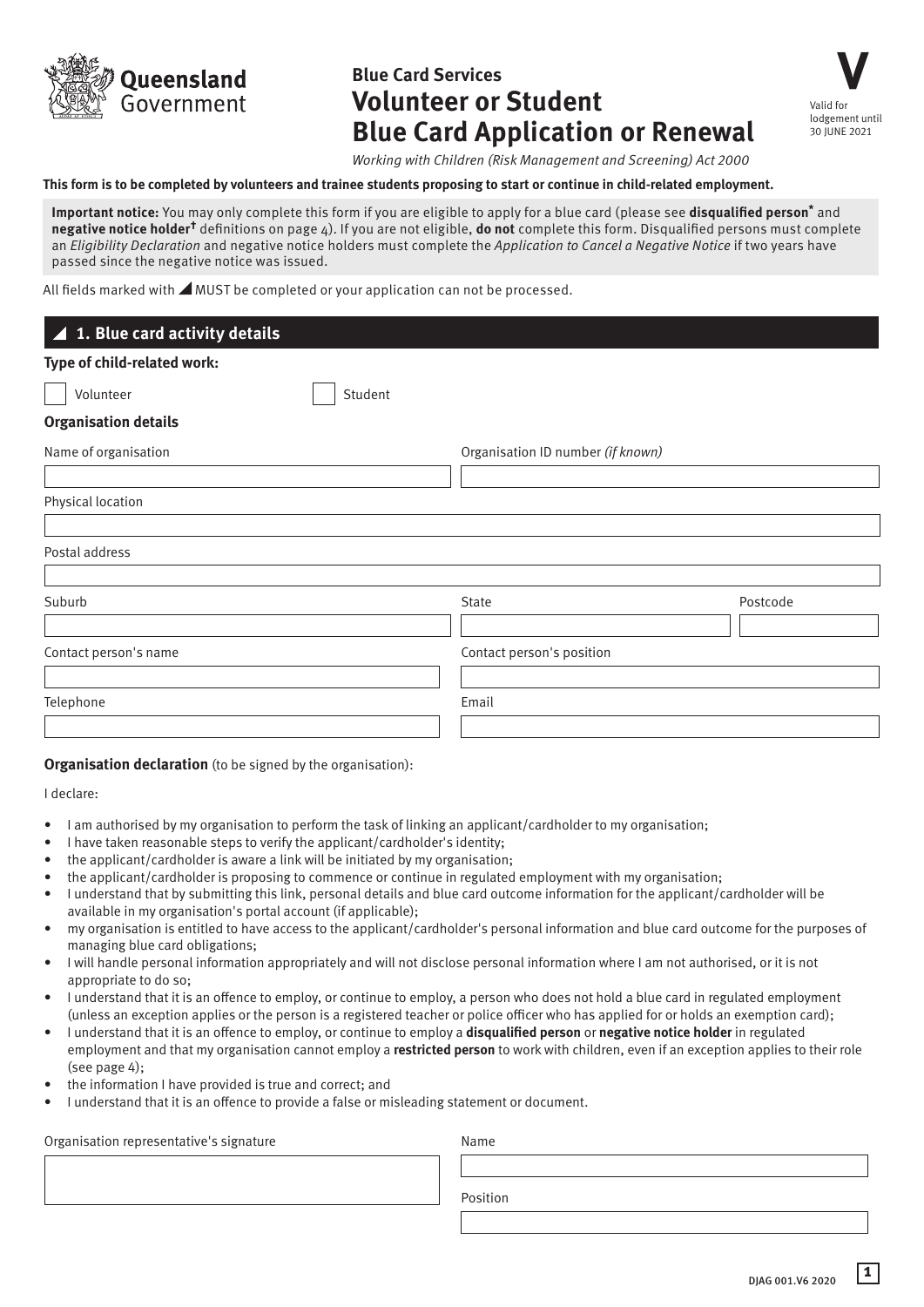Queensland Government

**Blue Card Services**

# Volunteer or Student Blue Card Application or Renewal

**V**

Valid for lodgement until 30 JUNE 2021

*Working with Children (Risk Management and Screening) Act 2000*

**This form is to be completed by volunteers and trainee students proposing to start or continue in child-related employment.**

**Important notice:** You may only complete this form if you are eligible to apply for a blue card (please see **disqualified person*** and **negative notice holder†** definitions on page 4). If you are not eligible, **do not** complete this form. Disqualified persons must complete an *Eligibility Declaration* and negative notice holders must complete the *Application to Cancel a Negative Notice* if two years have passed since the negative notice was issued.

All fields marked with ◢ MUST be completed or your application can not be processed.

## ◢ 1. Blue card activity details

**Type of child-related work:**

☐ Volunteer ☐ Student

**Organisation details**

Name of organisation

Organisation ID number *(if known)*

Physical location

Postal address

Suburb

State

Postcode

Contact person's name

Contact person's position

Telephone

Email

**Organisation declaration** (to be signed by the organisation):

I declare:

- I am authorised by my organisation to perform the task of linking an applicant/cardholder to my organisation;
- I have taken reasonable steps to verify the applicant/cardholder's identity;
- the applicant/cardholder is aware a link will be initiated by my organisation;
- the applicant/cardholder is proposing to commence or continue in regulated employment with my organisation;
- I understand that by submitting this link, personal details and blue card outcome information for the applicant/cardholder will be available in my organisation's portal account (if applicable);
- my organisation is entitled to have access to the applicant/cardholder's personal information and blue card outcome for the purposes of managing blue card obligations;
- I will handle personal information appropriately and will not disclose personal information where I am not authorised, or it is not appropriate to do so;
- I understand that it is an offence to employ, or continue to employ, a person who does not hold a blue card in regulated employment (unless an exception applies or the person is a registered teacher or police officer who has applied for or holds an exemption card);
- I understand that it is an offence to employ, or continue to employ a **disqualified person** or **negative notice holder** in regulated employment and that my organisation cannot employ a **restricted person** to work with children, even if an exception applies to their role (see page 4);
- the information I have provided is true and correct; and
- I understand that it is an offence to provide a false or misleading statement or document.

Organisation representative's signature

Name

Position

DJAG 001.V6 2020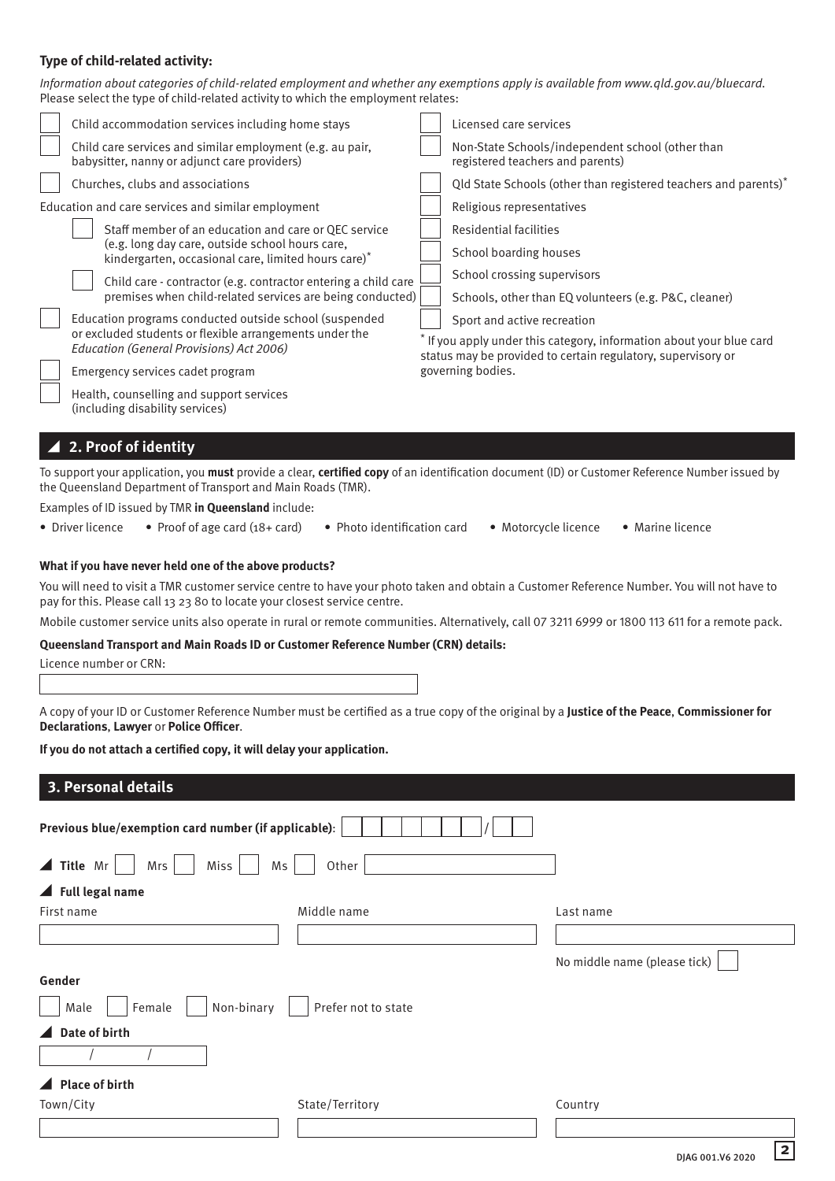**Type of child-related activity:**

*Information about categories of child-related employment and whether any exemptions apply is available from www.qld.gov.au/bluecard.*
Please select the type of child-related activity to which the employment relates:

- [ ] Child accommodation services including home stays
- [ ] Child care services and similar employment (e.g. au pair, babysitter, nanny or adjunct care providers)
- [ ] Churches, clubs and associations

Education and care services and similar employment

- [ ] Staff member of an education and care or QEC service (e.g. long day care, outside school hours care, kindergarten, occasional care, limited hours care)*
- [ ] Child care - contractor (e.g. contractor entering a child care premises when child-related services are being conducted)

- [ ] Education programs conducted outside school (suspended or excluded students or flexible arrangements under the *Education (General Provisions) Act 2006)*
- [ ] Emergency services cadet program
- [ ] Health, counselling and support services (including disability services)
- [ ] Licensed care services
- [ ] Non-State Schools/independent school (other than registered teachers and parents)
- [ ] Qld State Schools (other than registered teachers and parents)*
- [ ] Religious representatives
- [ ] Residential facilities
- [ ] School boarding houses
- [ ] School crossing supervisors
- [ ] Schools, other than EQ volunteers (e.g. P&C, cleaner)
- [ ] Sport and active recreation

* If you apply under this category, information about your blue card status may be provided to certain regulatory, supervisory or governing bodies.

## 2. Proof of identity

To support your application, you **must** provide a clear, **certified copy** of an identification document (ID) or Customer Reference Number issued by the Queensland Department of Transport and Main Roads (TMR).

Examples of ID issued by TMR **in Queensland** include:

- Driver licence
- Proof of age card (18+ card)
- Photo identification card
- Motorcycle licence
- Marine licence

**What if you have never held one of the above products?**

You will need to visit a TMR customer service centre to have your photo taken and obtain a Customer Reference Number. You will not have to pay for this. Please call 13 23 80 to locate your closest service centre.

Mobile customer service units also operate in rural or remote communities. Alternatively, call 07 3211 6999 or 1800 113 611 for a remote pack.

**Queensland Transport and Main Roads ID or Customer Reference Number (CRN) details:**

Licence number or CRN: ____________________

A copy of your ID or Customer Reference Number must be certified as a true copy of the original by a **Justice of the Peace**, **Commissioner for Declarations**, **Lawyer** or **Police Officer**.

**If you do not attach a certified copy, it will delay your application.**

## 3. Personal details

**Previous blue/exemption card number (if applicable)**: ____________ / ____

**Title** Mr [ ] Mrs [ ] Miss [ ] Ms [ ] Other ____________

**Full legal name**

| First name | Middle name | Last name |
|---|---|---|
| | | |

No middle name (please tick) [ ]

**Gender**

[ ] Male [ ] Female [ ] Non-binary [ ] Prefer not to state

**Date of birth**

___ / ___ / ___

**Place of birth**

| Town/City | State/Territory | Country |
|---|---|---|
| | | |

DJAG 001.V6 2020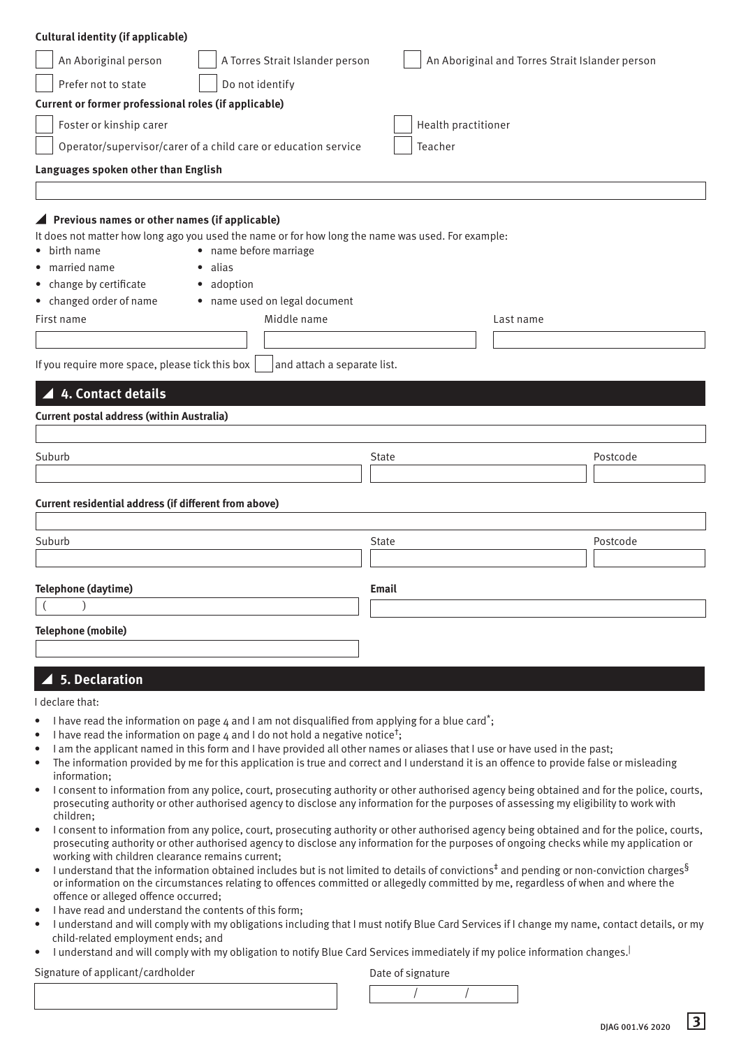**Cultural identity (if applicable)**

- [ ] An Aboriginal person
- [ ] A Torres Strait Islander person
- [ ] An Aboriginal and Torres Strait Islander person
- [ ] Prefer not to state
- [ ] Do not identify

**Current or former professional roles (if applicable)**

- [ ] Foster or kinship carer
- [ ] Health practitioner
- [ ] Operator/supervisor/carer of a child care or education service
- [ ] Teacher

**Languages spoken other than English**

______________________________

### Previous names or other names (if applicable)

It does not matter how long ago you used the name or for how long the name was used. For example:

- birth name
- name before marriage
- married name
- alias
- change by certificate
- adoption
- changed order of name
- name used on legal document

| First name | Middle name | Last name |
|---|---|---|
| | | |

If you require more space, please tick this box [ ] and attach a separate list.

## 4. Contact details

**Current postal address (within Australia)**

______________________________

| Suburb | State | Postcode |
|---|---|---|
| | | |

**Current residential address (if different from above)**

______________________________

| Suburb | State | Postcode |
|---|---|---|
| | | |

**Telephone (daytime)**

( )

**Email**

______________________________

**Telephone (mobile)**

______________________________

## 5. Declaration

I declare that:

- I have read the information on page 4 and I am not disqualified from applying for a blue card*;
- I have read the information on page 4 and I do not hold a negative notice†;
- I am the applicant named in this form and I have provided all other names or aliases that I use or have used in the past;
- The information provided by me for this application is true and correct and I understand it is an offence to provide false or misleading information;
- I consent to information from any police, court, prosecuting authority or other authorised agency being obtained and for the police, courts, prosecuting authority or other authorised agency to disclose any information for the purposes of assessing my eligibility to work with children;
- I consent to information from any police, court, prosecuting authority or other authorised agency being obtained and for the police, courts, prosecuting authority or other authorised agency to disclose any information for the purposes of ongoing checks while my application or working with children clearance remains current;
- I understand that the information obtained includes but is not limited to details of convictions‡ and pending or non-conviction charges§ or information on the circumstances relating to offences committed or allegedly committed by me, regardless of when and where the offence or alleged offence occurred;
- I have read and understand the contents of this form;
- I understand and will comply with my obligations including that I must notify Blue Card Services if I change my name, contact details, or my child-related employment ends; and
- I understand and will comply with my obligation to notify Blue Card Services immediately if my police information changes.|

| Signature of applicant/cardholder | Date of signature |
|---|---|
| | / / |

DJAG 001.V6 2020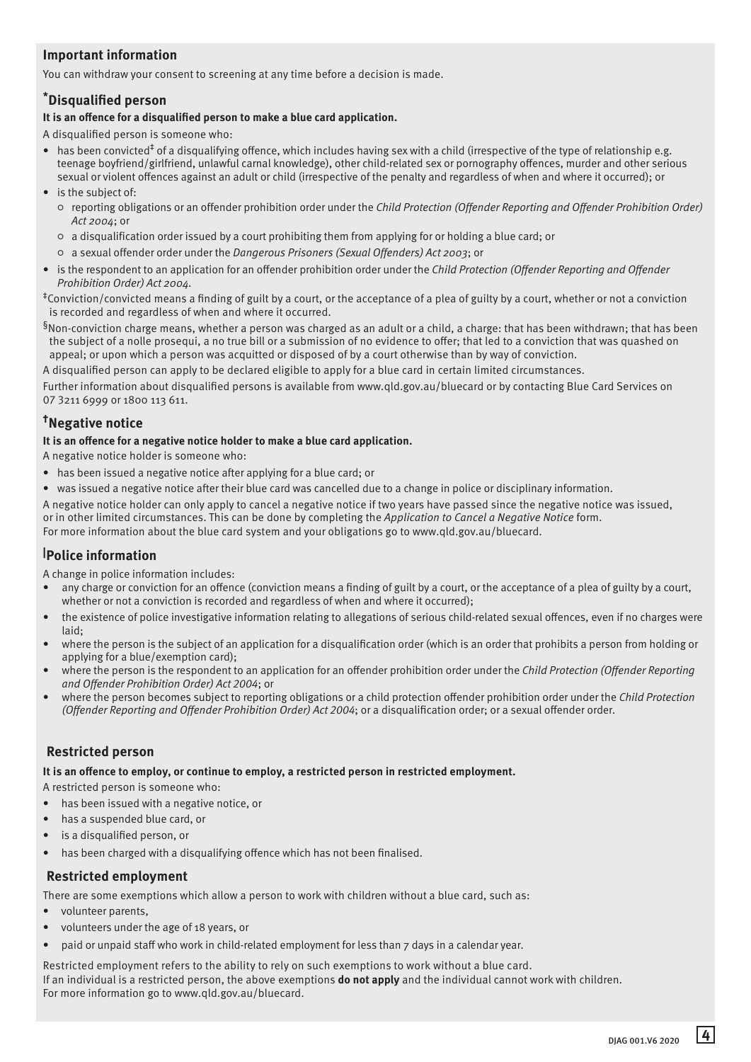## Important information

You can withdraw your consent to screening at any time before a decision is made.

## *Disqualified person

**It is an offence for a disqualified person to make a blue card application.**

A disqualified person is someone who:

- has been convicted‡ of a disqualifying offence, which includes having sex with a child (irrespective of the type of relationship e.g. teenage boyfriend/girlfriend, unlawful carnal knowledge), other child-related sex or pornography offences, murder and other serious sexual or violent offences against an adult or child (irrespective of the penalty and regardless of when and where it occurred); or
- is the subject of:
  - reporting obligations or an offender prohibition order under the *Child Protection (Offender Reporting and Offender Prohibition Order) Act 2004*; or
  - a disqualification order issued by a court prohibiting them from applying for or holding a blue card; or
  - a sexual offender order under the *Dangerous Prisoners (Sexual Offenders) Act 2003*; or
- is the respondent to an application for an offender prohibition order under the *Child Protection (Offender Reporting and Offender Prohibition Order) Act 2004*.

‡Conviction/convicted means a finding of guilt by a court, or the acceptance of a plea of guilty by a court, whether or not a conviction is recorded and regardless of when and where it occurred.

§Non-conviction charge means, whether a person was charged as an adult or a child, a charge: that has been withdrawn; that has been the subject of a nolle prosequi, a no true bill or a submission of no evidence to offer; that led to a conviction that was quashed on appeal; or upon which a person was acquitted or disposed of by a court otherwise than by way of conviction.

A disqualified person can apply to be declared eligible to apply for a blue card in certain limited circumstances.

Further information about disqualified persons is available from www.qld.gov.au/bluecard or by contacting Blue Card Services on 07 3211 6999 or 1800 113 611.

## †Negative notice

**It is an offence for a negative notice holder to make a blue card application.**

A negative notice holder is someone who:

- has been issued a negative notice after applying for a blue card; or
- was issued a negative notice after their blue card was cancelled due to a change in police or disciplinary information.

A negative notice holder can only apply to cancel a negative notice if two years have passed since the negative notice was issued, or in other limited circumstances. This can be done by completing the *Application to Cancel a Negative Notice* form.
For more information about the blue card system and your obligations go to www.qld.gov.au/bluecard.

## |Police information

A change in police information includes:

- any charge or conviction for an offence (conviction means a finding of guilt by a court, or the acceptance of a plea of guilty by a court, whether or not a conviction is recorded and regardless of when and where it occurred);
- the existence of police investigative information relating to allegations of serious child-related sexual offences, even if no charges were laid;
- where the person is the subject of an application for a disqualification order (which is an order that prohibits a person from holding or applying for a blue/exemption card);
- where the person is the respondent to an application for an offender prohibition order under the *Child Protection (Offender Reporting and Offender Prohibition Order) Act 2004*; or
- where the person becomes subject to reporting obligations or a child protection offender prohibition order under the *Child Protection (Offender Reporting and Offender Prohibition Order) Act 2004*; or a disqualification order; or a sexual offender order.

## Restricted person

**It is an offence to employ, or continue to employ, a restricted person in restricted employment.**

A restricted person is someone who:

- has been issued with a negative notice, or
- has a suspended blue card, or
- is a disqualified person, or
- has been charged with a disqualifying offence which has not been finalised.

## Restricted employment

There are some exemptions which allow a person to work with children without a blue card, such as:

- volunteer parents,
- volunteers under the age of 18 years, or
- paid or unpaid staff who work in child-related employment for less than 7 days in a calendar year.

Restricted employment refers to the ability to rely on such exemptions to work without a blue card.
If an individual is a restricted person, the above exemptions **do not apply** and the individual cannot work with children.
For more information go to www.qld.gov.au/bluecard.

DJAG 001.V6 2020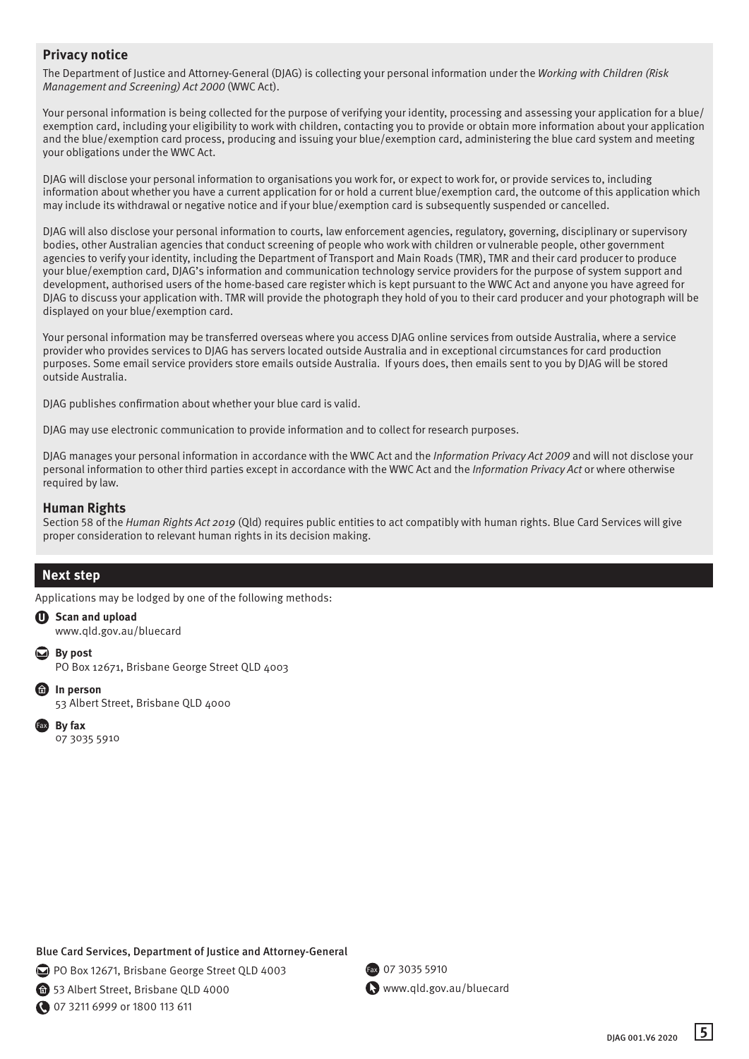## Privacy notice

The Department of Justice and Attorney-General (DJAG) is collecting your personal information under the *Working with Children (Risk Management and Screening) Act 2000* (WWC Act).

Your personal information is being collected for the purpose of verifying your identity, processing and assessing your application for a blue/exemption card, including your eligibility to work with children, contacting you to provide or obtain more information about your application and the blue/exemption card process, producing and issuing your blue/exemption card, administering the blue card system and meeting your obligations under the WWC Act.

DJAG will disclose your personal information to organisations you work for, or expect to work for, or provide services to, including information about whether you have a current application for or hold a current blue/exemption card, the outcome of this application which may include its withdrawal or negative notice and if your blue/exemption card is subsequently suspended or cancelled.

DJAG will also disclose your personal information to courts, law enforcement agencies, regulatory, governing, disciplinary or supervisory bodies, other Australian agencies that conduct screening of people who work with children or vulnerable people, other government agencies to verify your identity, including the Department of Transport and Main Roads (TMR), TMR and their card producer to produce your blue/exemption card, DJAG's information and communication technology service providers for the purpose of system support and development, authorised users of the home-based care register which is kept pursuant to the WWC Act and anyone you have agreed for DJAG to discuss your application with. TMR will provide the photograph they hold of you to their card producer and your photograph will be displayed on your blue/exemption card.

Your personal information may be transferred overseas where you access DJAG online services from outside Australia, where a service provider who provides services to DJAG has servers located outside Australia and in exceptional circumstances for card production purposes. Some email service providers store emails outside Australia. If yours does, then emails sent to you by DJAG will be stored outside Australia.

DJAG publishes confirmation about whether your blue card is valid.

DJAG may use electronic communication to provide information and to collect for research purposes.

DJAG manages your personal information in accordance with the WWC Act and the *Information Privacy Act 2009* and will not disclose your personal information to other third parties except in accordance with the WWC Act and the *Information Privacy Act* or where otherwise required by law.

## Human Rights

Section 58 of the *Human Rights Act 2019* (Qld) requires public entities to act compatibly with human rights. Blue Card Services will give proper consideration to relevant human rights in its decision making.

## Next step

Applications may be lodged by one of the following methods:

**Scan and upload**
www.qld.gov.au/bluecard

**By post**
PO Box 12671, Brisbane George Street QLD 4003

**In person**
53 Albert Street, Brisbane QLD 4000

**By fax**
07 3035 5910

Blue Card Services, Department of Justice and Attorney-General

PO Box 12671, Brisbane George Street QLD 4003

53 Albert Street, Brisbane QLD 4000

07 3211 6999 or 1800 113 611

Fax 07 3035 5910

www.qld.gov.au/bluecard

DJAG 001.V6 2020